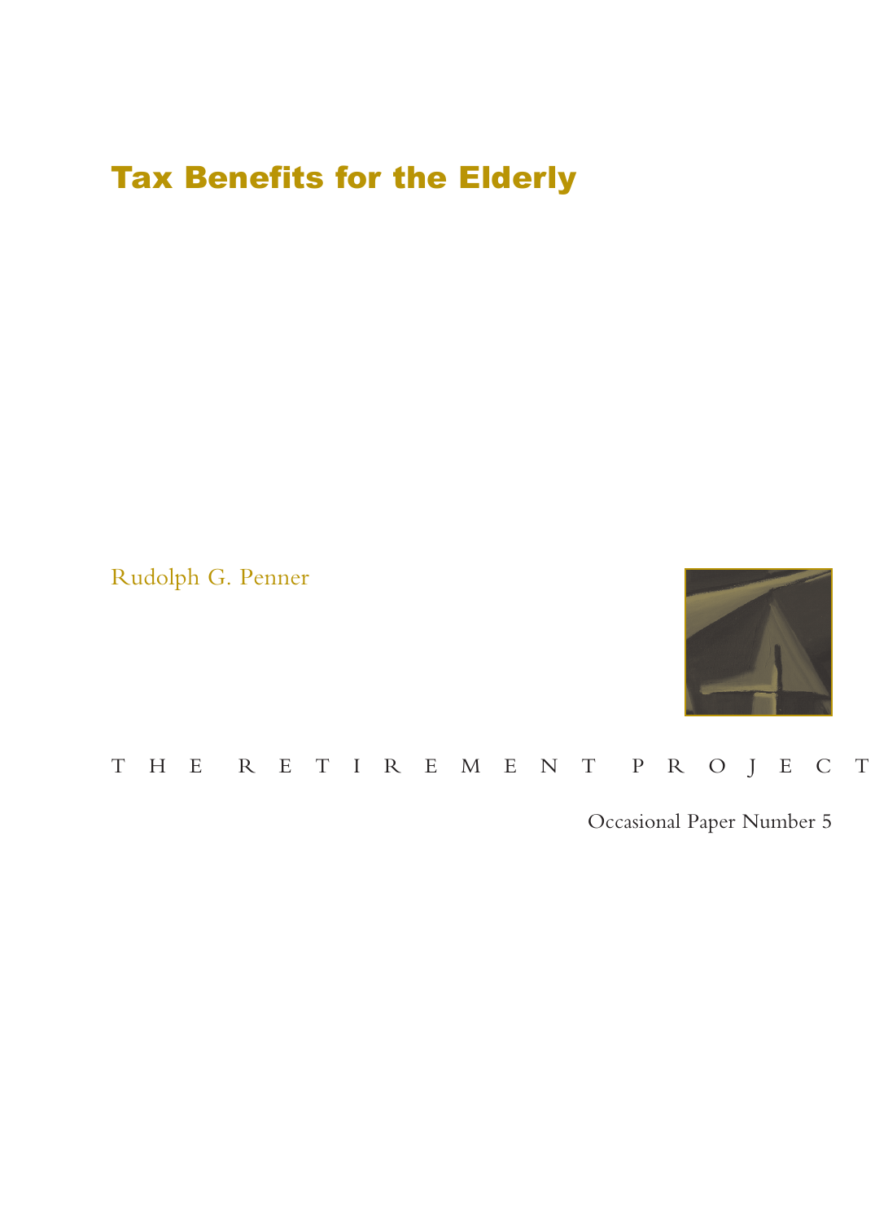# Tax Benefits for the Elderly

Rudolph G. Penner

THE RETIREMENT PROJECT

Occasional Paper Number 5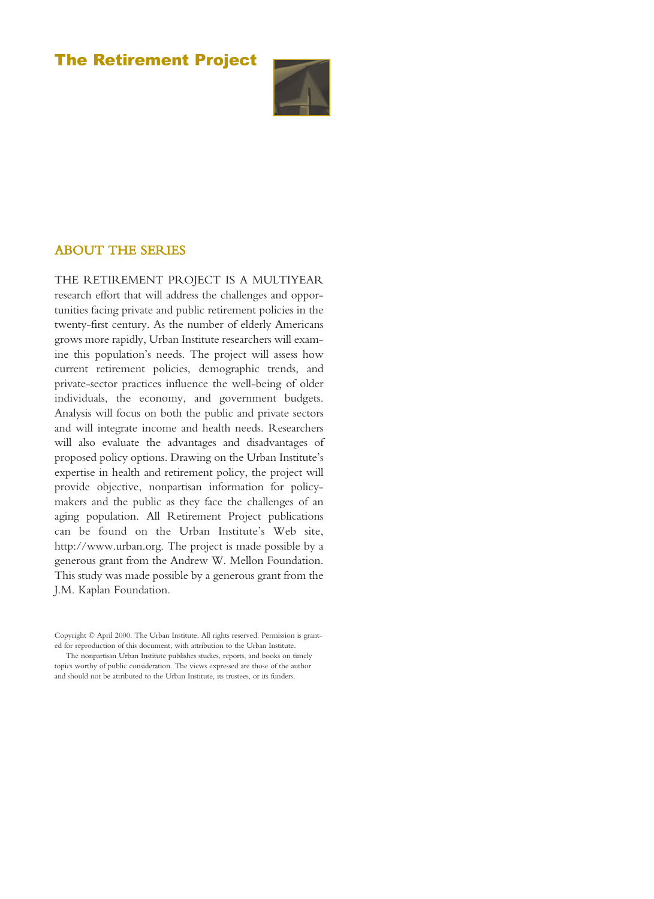# The Retirement Project

## ABOUT THE SERIES

THE RETIREMENT PROJECT IS A MULTIYEAR research effort that will address the challenges and opportunities facing private and public retirement policies in the twenty-first century. As the number of elderly Americans grows more rapidly, Urban Institute researchers will examine this population's needs. The project will assess how current retirement policies, demographic trends, and private-sector practices influence the well-being of older individuals, the economy, and government budgets. Analysis will focus on both the public and private sectors and will integrate income and health needs. Researchers will also evaluate the advantages and disadvantages of proposed policy options. Drawing on the Urban Institute's expertise in health and retirement policy, the project will provide objective, nonpartisan information for policymakers and the public as they face the challenges of an aging population. All Retirement Project publications can be found on the Urban Institute's Web site, http://www.urban.org. The project is made possible by a generous grant from the Andrew W. Mellon Foundation. This study was made possible by a generous grant from the J.M. Kaplan Foundation.

Copyright © April 2000. The Urban Institute. All rights reserved. Permission is granted for reproduction of this document, with attribution to the Urban Institute.

The nonpartisan Urban Institute publishes studies, reports, and books on timely topics worthy of public consideration. The views expressed are those of the author and should not be attributed to the Urban Institute, its trustees, or its funders.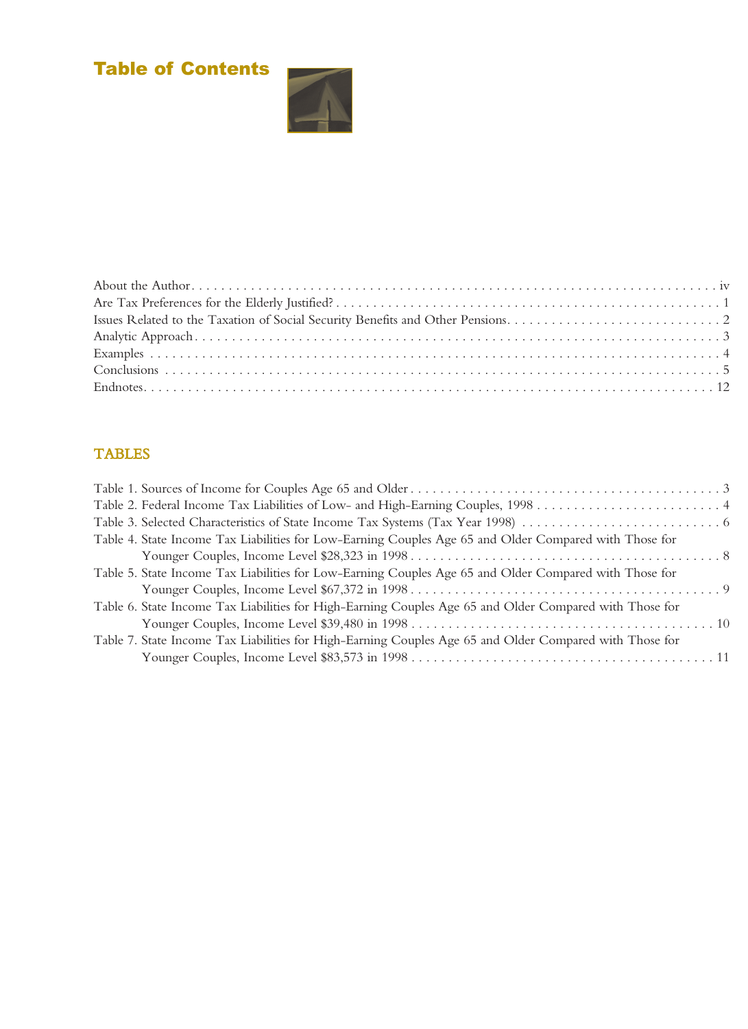# Table of Contents

About the Author . . . . . . . . . . . . . . . . . . . . . . . . . . . . . . . . . . . . . . . . . . . . . . . . . . . . . . . . . . . . . . . . . . . . . . . . iv
Are Tax Preferences for the Elderly Justified? . . . . . . . . . . . . . . . . . . . . . . . . . . . . . . . . . . . . . . . . . . . . . . . . . . . . . 1
Issues Related to the Taxation of Social Security Benefits and Other Pensions. . . . . . . . . . . . . . . . . . . . . . . . . . . . . 2
Analytic Approach . . . . . . . . . . . . . . . . . . . . . . . . . . . . . . . . . . . . . . . . . . . . . . . . . . . . . . . . . . . . . . . . . . . . . . . . 3
Examples . . . . . . . . . . . . . . . . . . . . . . . . . . . . . . . . . . . . . . . . . . . . . . . . . . . . . . . . . . . . . . . . . . . . . . . . . . . . . 4
Conclusions . . . . . . . . . . . . . . . . . . . . . . . . . . . . . . . . . . . . . . . . . . . . . . . . . . . . . . . . . . . . . . . . . . . . . . . . . . . 5
Endnotes. . . . . . . . . . . . . . . . . . . . . . . . . . . . . . . . . . . . . . . . . . . . . . . . . . . . . . . . . . . . . . . . . . . . . . . . . . . . 12

## TABLES

Table 1. Sources of Income for Couples Age 65 and Older . . . . . . . . . . . . . . . . . . . . . . . . . . . . . . . . . . . . . . . . . . 3
Table 2. Federal Income Tax Liabilities of Low- and High-Earning Couples, 1998 . . . . . . . . . . . . . . . . . . . . . . . . . . 4
Table 3. Selected Characteristics of State Income Tax Systems (Tax Year 1998) . . . . . . . . . . . . . . . . . . . . . . . . . . . 6
Table 4. State Income Tax Liabilities for Low-Earning Couples Age 65 and Older Compared with Those for Younger Couples, Income Level $28,323 in 1998 . . . . . . . . . . . . . . . . . . . . . . . . . . . . . . . . . . . . . . . . . . 8
Table 5. State Income Tax Liabilities for Low-Earning Couples Age 65 and Older Compared with Those for Younger Couples, Income Level $67,372 in 1998 . . . . . . . . . . . . . . . . . . . . . . . . . . . . . . . . . . . . . . . . . . 9
Table 6. State Income Tax Liabilities for High-Earning Couples Age 65 and Older Compared with Those for Younger Couples, Income Level $39,480 in 1998 . . . . . . . . . . . . . . . . . . . . . . . . . . . . . . . . . . . . . . . . . 10
Table 7. State Income Tax Liabilities for High-Earning Couples Age 65 and Older Compared with Those for Younger Couples, Income Level $83,573 in 1998 . . . . . . . . . . . . . . . . . . . . . . . . . . . . . . . . . . . . . . . . . 11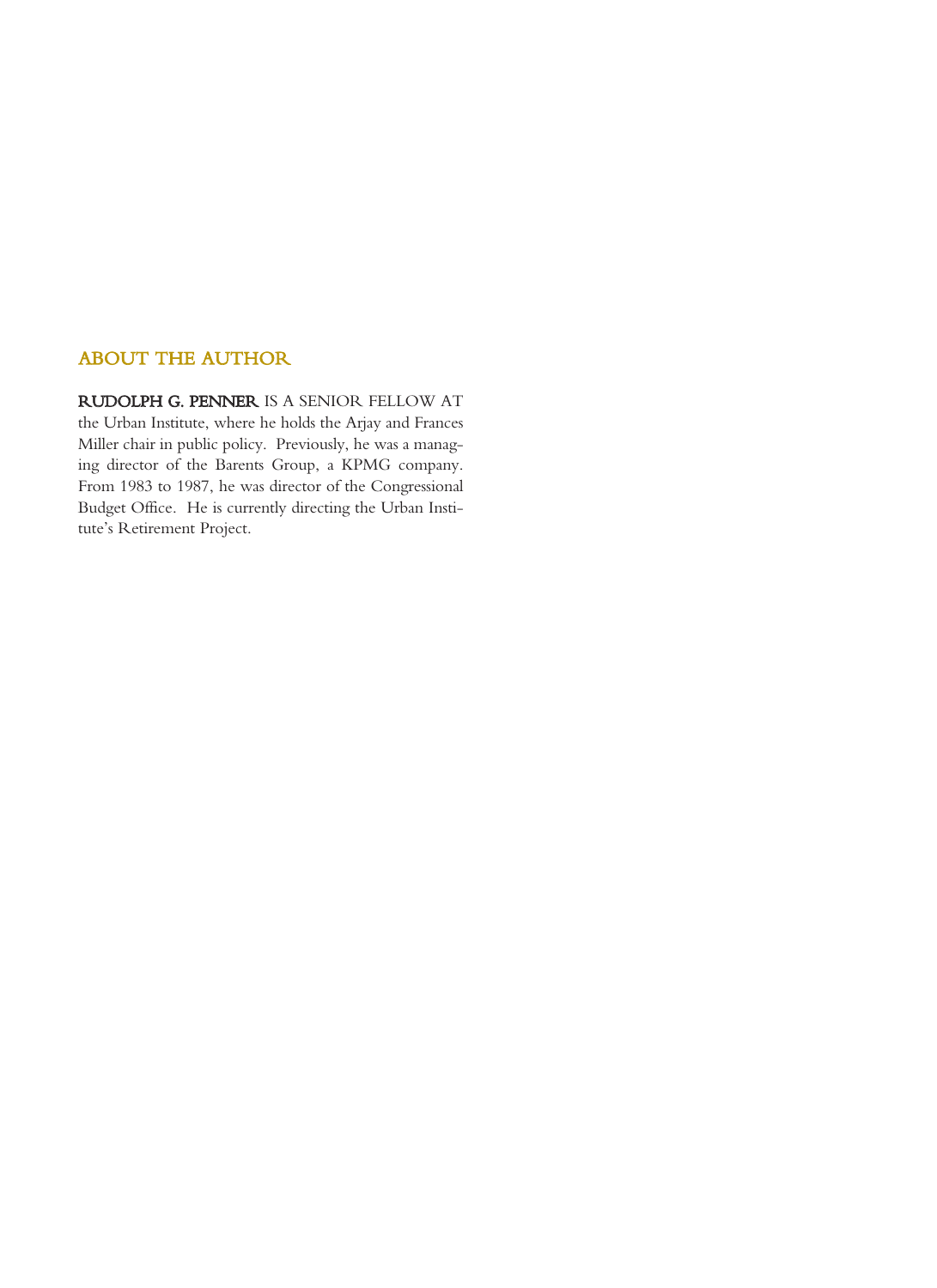## ABOUT THE AUTHOR

**RUDOLPH G. PENNER** IS A SENIOR FELLOW AT the Urban Institute, where he holds the Arjay and Frances Miller chair in public policy. Previously, he was a managing director of the Barents Group, a KPMG company. From 1983 to 1987, he was director of the Congressional Budget Office. He is currently directing the Urban Institute's Retirement Project.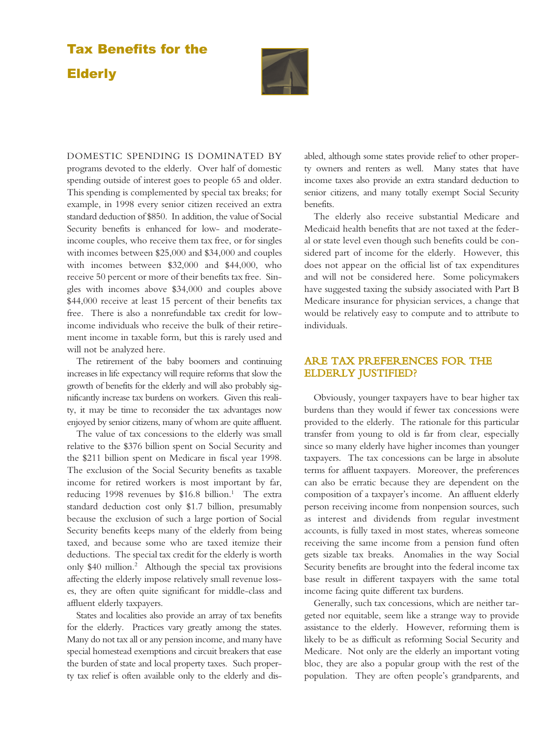# Tax Benefits for the Elderly

DOMESTIC SPENDING IS DOMINATED BY programs devoted to the elderly. Over half of domestic spending outside of interest goes to people 65 and older. This spending is complemented by special tax breaks; for example, in 1998 every senior citizen received an extra standard deduction of $850. In addition, the value of Social Security benefits is enhanced for low- and moderate-income couples, who receive them tax free, or for singles with incomes between $25,000 and $34,000 and couples with incomes between $32,000 and $44,000, who receive 50 percent or more of their benefits tax free. Singles with incomes above $34,000 and couples above $44,000 receive at least 15 percent of their benefits tax free. There is also a nonrefundable tax credit for low-income individuals who receive the bulk of their retirement income in taxable form, but this is rarely used and will not be analyzed here.

The retirement of the baby boomers and continuing increases in life expectancy will require reforms that slow the growth of benefits for the elderly and will also probably significantly increase tax burdens on workers. Given this reality, it may be time to reconsider the tax advantages now enjoyed by senior citizens, many of whom are quite affluent.

The value of tax concessions to the elderly was small relative to the $376 billion spent on Social Security and the $211 billion spent on Medicare in fiscal year 1998. The exclusion of the Social Security benefits as taxable income for retired workers is most important by far, reducing 1998 revenues by $16.8 billion.[1] The extra standard deduction cost only $1.7 billion, presumably because the exclusion of such a large portion of Social Security benefits keeps many of the elderly from being taxed, and because some who are taxed itemize their deductions. The special tax credit for the elderly is worth only $40 million.[2] Although the special tax provisions affecting the elderly impose relatively small revenue losses, they are often quite significant for middle-class and affluent elderly taxpayers.

States and localities also provide an array of tax benefits for the elderly. Practices vary greatly among the states. Many do not tax all or any pension income, and many have special homestead exemptions and circuit breakers that ease the burden of state and local property taxes. Such property tax relief is often available only to the elderly and disabled, although some states provide relief to other property owners and renters as well. Many states that have income taxes also provide an extra standard deduction to senior citizens, and many totally exempt Social Security benefits.

The elderly also receive substantial Medicare and Medicaid health benefits that are not taxed at the federal or state level even though such benefits could be considered part of income for the elderly. However, this does not appear on the official list of tax expenditures and will not be considered here. Some policymakers have suggested taxing the subsidy associated with Part B Medicare insurance for physician services, a change that would be relatively easy to compute and to attribute to individuals.

## ARE TAX PREFERENCES FOR THE ELDERLY JUSTIFIED?

Obviously, younger taxpayers have to bear higher tax burdens than they would if fewer tax concessions were provided to the elderly. The rationale for this particular transfer from young to old is far from clear, especially since so many elderly have higher incomes than younger taxpayers. The tax concessions can be large in absolute terms for affluent taxpayers. Moreover, the preferences can also be erratic because they are dependent on the composition of a taxpayer's income. An affluent elderly person receiving income from nonpension sources, such as interest and dividends from regular investment accounts, is fully taxed in most states, whereas someone receiving the same income from a pension fund often gets sizable tax breaks. Anomalies in the way Social Security benefits are brought into the federal income tax base result in different taxpayers with the same total income facing quite different tax burdens.

Generally, such tax concessions, which are neither targeted nor equitable, seem like a strange way to provide assistance to the elderly. However, reforming them is likely to be as difficult as reforming Social Security and Medicare. Not only are the elderly an important voting bloc, they are also a popular group with the rest of the population. They are often people's grandparents, and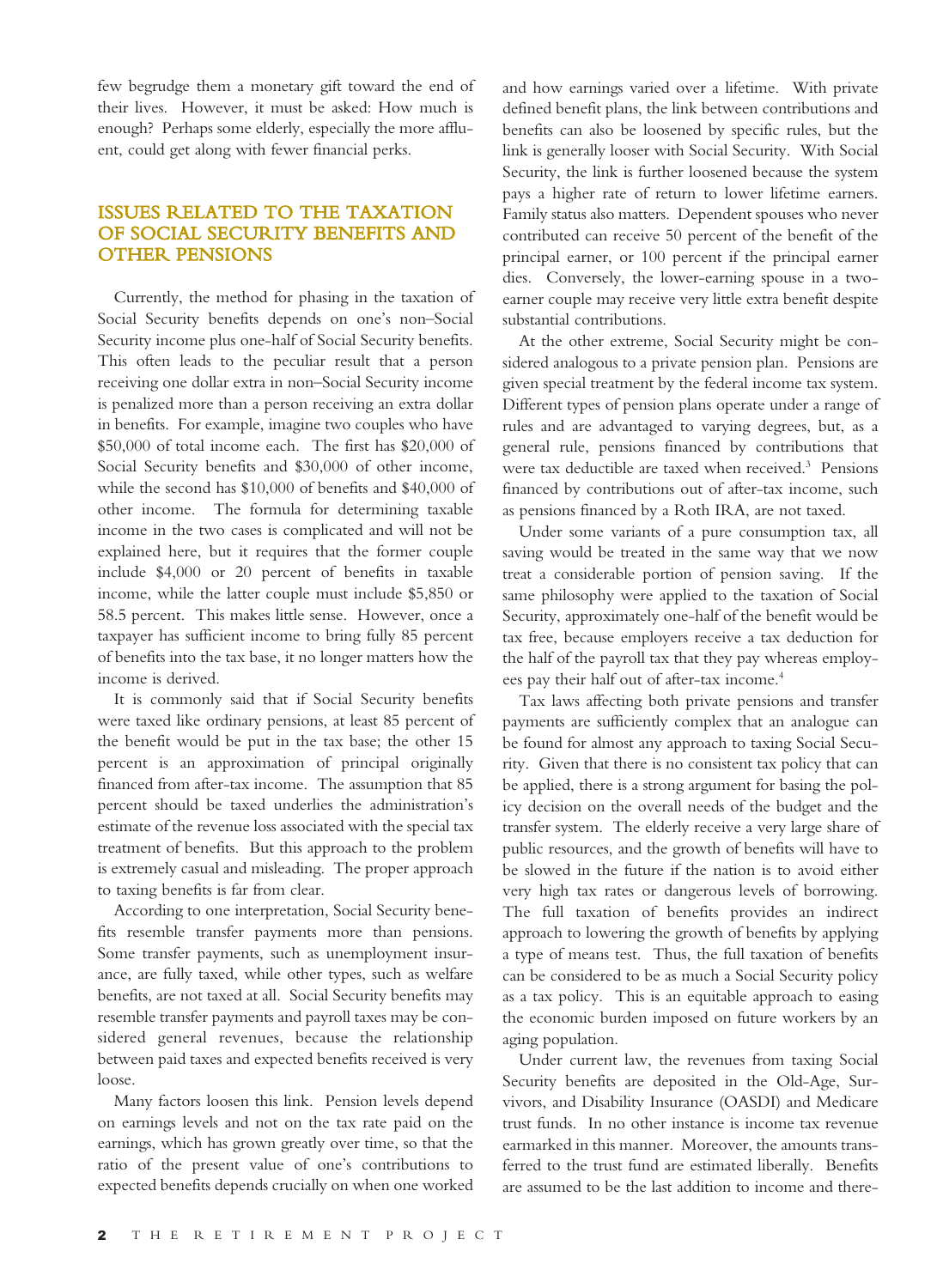few begrudge them a monetary gift toward the end of their lives. However, it must be asked: How much is enough? Perhaps some elderly, especially the more affluent, could get along with fewer financial perks.

## ISSUES RELATED TO THE TAXATION OF SOCIAL SECURITY BENEFITS AND OTHER PENSIONS

Currently, the method for phasing in the taxation of Social Security benefits depends on one's non–Social Security income plus one-half of Social Security benefits. This often leads to the peculiar result that a person receiving one dollar extra in non–Social Security income is penalized more than a person receiving an extra dollar in benefits. For example, imagine two couples who have $50,000 of total income each. The first has $20,000 of Social Security benefits and $30,000 of other income, while the second has $10,000 of benefits and $40,000 of other income. The formula for determining taxable income in the two cases is complicated and will not be explained here, but it requires that the former couple include $4,000 or 20 percent of benefits in taxable income, while the latter couple must include $5,850 or 58.5 percent. This makes little sense. However, once a taxpayer has sufficient income to bring fully 85 percent of benefits into the tax base, it no longer matters how the income is derived.

It is commonly said that if Social Security benefits were taxed like ordinary pensions, at least 85 percent of the benefit would be put in the tax base; the other 15 percent is an approximation of principal originally financed from after-tax income. The assumption that 85 percent should be taxed underlies the administration's estimate of the revenue loss associated with the special tax treatment of benefits. But this approach to the problem is extremely casual and misleading. The proper approach to taxing benefits is far from clear.

According to one interpretation, Social Security benefits resemble transfer payments more than pensions. Some transfer payments, such as unemployment insurance, are fully taxed, while other types, such as welfare benefits, are not taxed at all. Social Security benefits may resemble transfer payments and payroll taxes may be considered general revenues, because the relationship between paid taxes and expected benefits received is very loose.

Many factors loosen this link. Pension levels depend on earnings levels and not on the tax rate paid on the earnings, which has grown greatly over time, so that the ratio of the present value of one's contributions to expected benefits depends crucially on when one worked and how earnings varied over a lifetime. With private defined benefit plans, the link between contributions and benefits can also be loosened by specific rules, but the link is generally looser with Social Security. With Social Security, the link is further loosened because the system pays a higher rate of return to lower lifetime earners. Family status also matters. Dependent spouses who never contributed can receive 50 percent of the benefit of the principal earner, or 100 percent if the principal earner dies. Conversely, the lower-earning spouse in a two-earner couple may receive very little extra benefit despite substantial contributions.

At the other extreme, Social Security might be considered analogous to a private pension plan. Pensions are given special treatment by the federal income tax system. Different types of pension plans operate under a range of rules and are advantaged to varying degrees, but, as a general rule, pensions financed by contributions that were tax deductible are taxed when received.[3] Pensions financed by contributions out of after-tax income, such as pensions financed by a Roth IRA, are not taxed.

Under some variants of a pure consumption tax, all saving would be treated in the same way that we now treat a considerable portion of pension saving. If the same philosophy were applied to the taxation of Social Security, approximately one-half of the benefit would be tax free, because employers receive a tax deduction for the half of the payroll tax that they pay whereas employees pay their half out of after-tax income.[4]

Tax laws affecting both private pensions and transfer payments are sufficiently complex that an analogue can be found for almost any approach to taxing Social Security. Given that there is no consistent tax policy that can be applied, there is a strong argument for basing the policy decision on the overall needs of the budget and the transfer system. The elderly receive a very large share of public resources, and the growth of benefits will have to be slowed in the future if the nation is to avoid either very high tax rates or dangerous levels of borrowing. The full taxation of benefits provides an indirect approach to lowering the growth of benefits by applying a type of means test. Thus, the full taxation of benefits can be considered to be as much a Social Security policy as a tax policy. This is an equitable approach to easing the economic burden imposed on future workers by an aging population.

Under current law, the revenues from taxing Social Security benefits are deposited in the Old-Age, Survivors, and Disability Insurance (OASDI) and Medicare trust funds. In no other instance is income tax revenue earmarked in this manner. Moreover, the amounts transferred to the trust fund are estimated liberally. Benefits are assumed to be the last addition to income and there-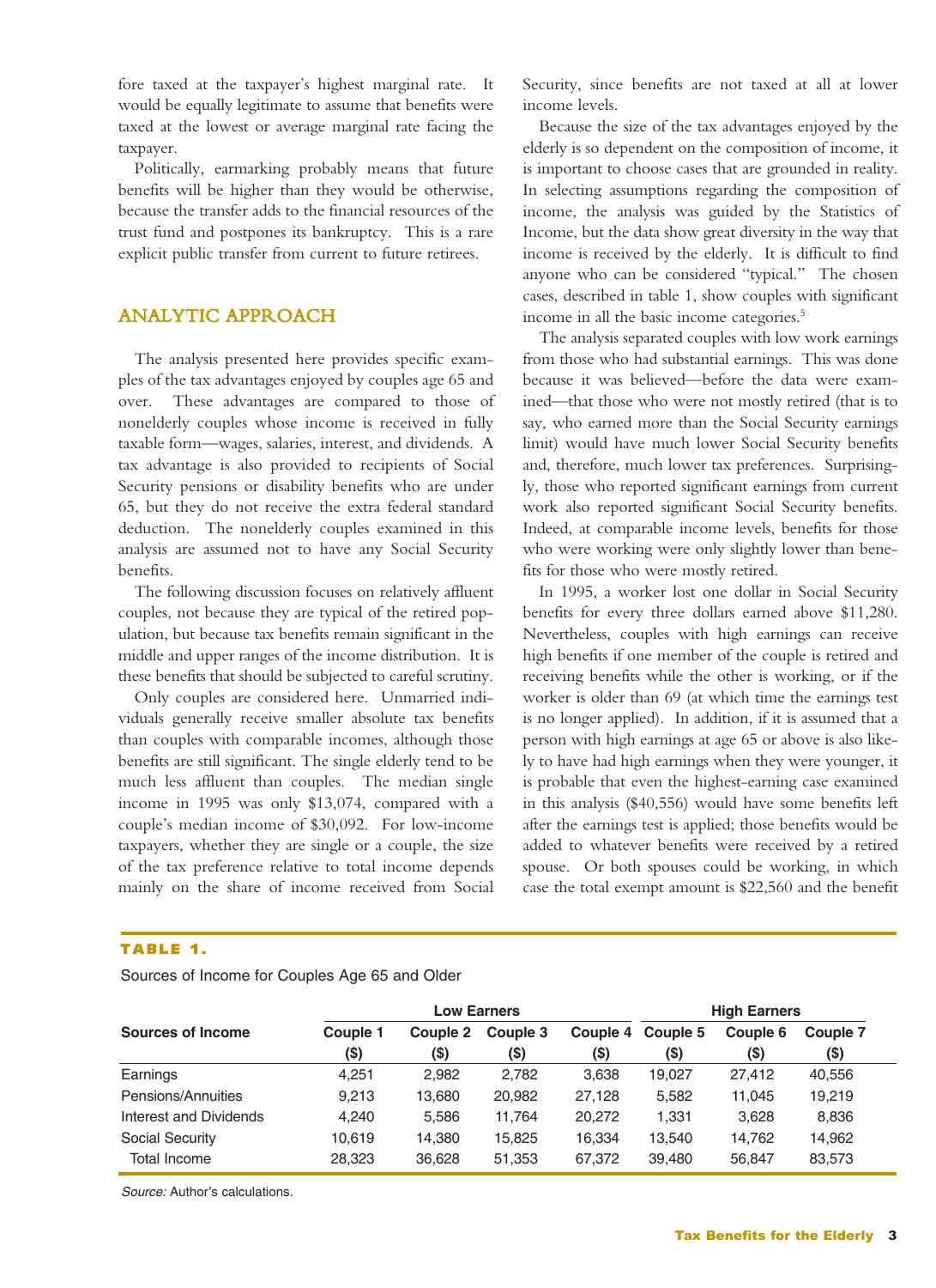fore taxed at the taxpayer's highest marginal rate. It would be equally legitimate to assume that benefits were taxed at the lowest or average marginal rate facing the taxpayer.

Politically, earmarking probably means that future benefits will be higher than they would be otherwise, because the transfer adds to the financial resources of the trust fund and postpones its bankruptcy. This is a rare explicit public transfer from current to future retirees.

## ANALYTIC APPROACH

The analysis presented here provides specific examples of the tax advantages enjoyed by couples age 65 and over. These advantages are compared to those of nonelderly couples whose income is received in fully taxable form—wages, salaries, interest, and dividends. A tax advantage is also provided to recipients of Social Security pensions or disability benefits who are under 65, but they do not receive the extra federal standard deduction. The nonelderly couples examined in this analysis are assumed not to have any Social Security benefits.

The following discussion focuses on relatively affluent couples, not because they are typical of the retired population, but because tax benefits remain significant in the middle and upper ranges of the income distribution. It is these benefits that should be subjected to careful scrutiny.

Only couples are considered here. Unmarried individuals generally receive smaller absolute tax benefits than couples with comparable incomes, although those benefits are still significant. The single elderly tend to be much less affluent than couples. The median single income in 1995 was only $13,074, compared with a couple's median income of $30,092. For low-income taxpayers, whether they are single or a couple, the size of the tax preference relative to total income depends mainly on the share of income received from Social Security, since benefits are not taxed at all at lower income levels.

Because the size of the tax advantages enjoyed by the elderly is so dependent on the composition of income, it is important to choose cases that are grounded in reality. In selecting assumptions regarding the composition of income, the analysis was guided by the Statistics of Income, but the data show great diversity in the way that income is received by the elderly. It is difficult to find anyone who can be considered "typical." The chosen cases, described in table 1, show couples with significant income in all the basic income categories.[5]

The analysis separated couples with low work earnings from those who had substantial earnings. This was done because it was believed—before the data were examined—that those who were not mostly retired (that is to say, who earned more than the Social Security earnings limit) would have much lower Social Security benefits and, therefore, much lower tax preferences. Surprisingly, those who reported significant earnings from current work also reported significant Social Security benefits. Indeed, at comparable income levels, benefits for those who were working were only slightly lower than benefits for those who were mostly retired.

In 1995, a worker lost one dollar in Social Security benefits for every three dollars earned above $11,280. Nevertheless, couples with high earnings can receive high benefits if one member of the couple is retired and receiving benefits while the other is working, or if the worker is older than 69 (at which time the earnings test is no longer applied). In addition, if it is assumed that a person with high earnings at age 65 or above is also likely to have had high earnings when they were younger, it is probable that even the highest-earning case examined in this analysis ($40,556) would have some benefits left after the earnings test is applied; those benefits would be added to whatever benefits were received by a retired spouse. Or both spouses could be working, in which case the total exempt amount is $22,560 and the benefit

**TABLE 1.**

Sources of Income for Couples Age 65 and Older

| | Low Earners | | | | High Earners | | |
|---|---|---|---|---|---|---|---|
| **Sources of Income** | **Couple 1 ($)** | **Couple 2 ($)** | **Couple 3 ($)** | **Couple 4 ($)** | **Couple 5 ($)** | **Couple 6 ($)** | **Couple 7 ($)** |
| Earnings | 4,251 | 2,982 | 2,782 | 3,638 | 19,027 | 27,412 | 40,556 |
| Pensions/Annuities | 9,213 | 13,680 | 20,982 | 27,128 | 5,582 | 11,045 | 19,219 |
| Interest and Dividends | 4,240 | 5,586 | 11,764 | 20,272 | 1,331 | 3,628 | 8,836 |
| Social Security | 10,619 | 14,380 | 15,825 | 16,334 | 13,540 | 14,762 | 14,962 |
| Total Income | 28,323 | 36,628 | 51,353 | 67,372 | 39,480 | 56,847 | 83,573 |

*Source:* Author's calculations.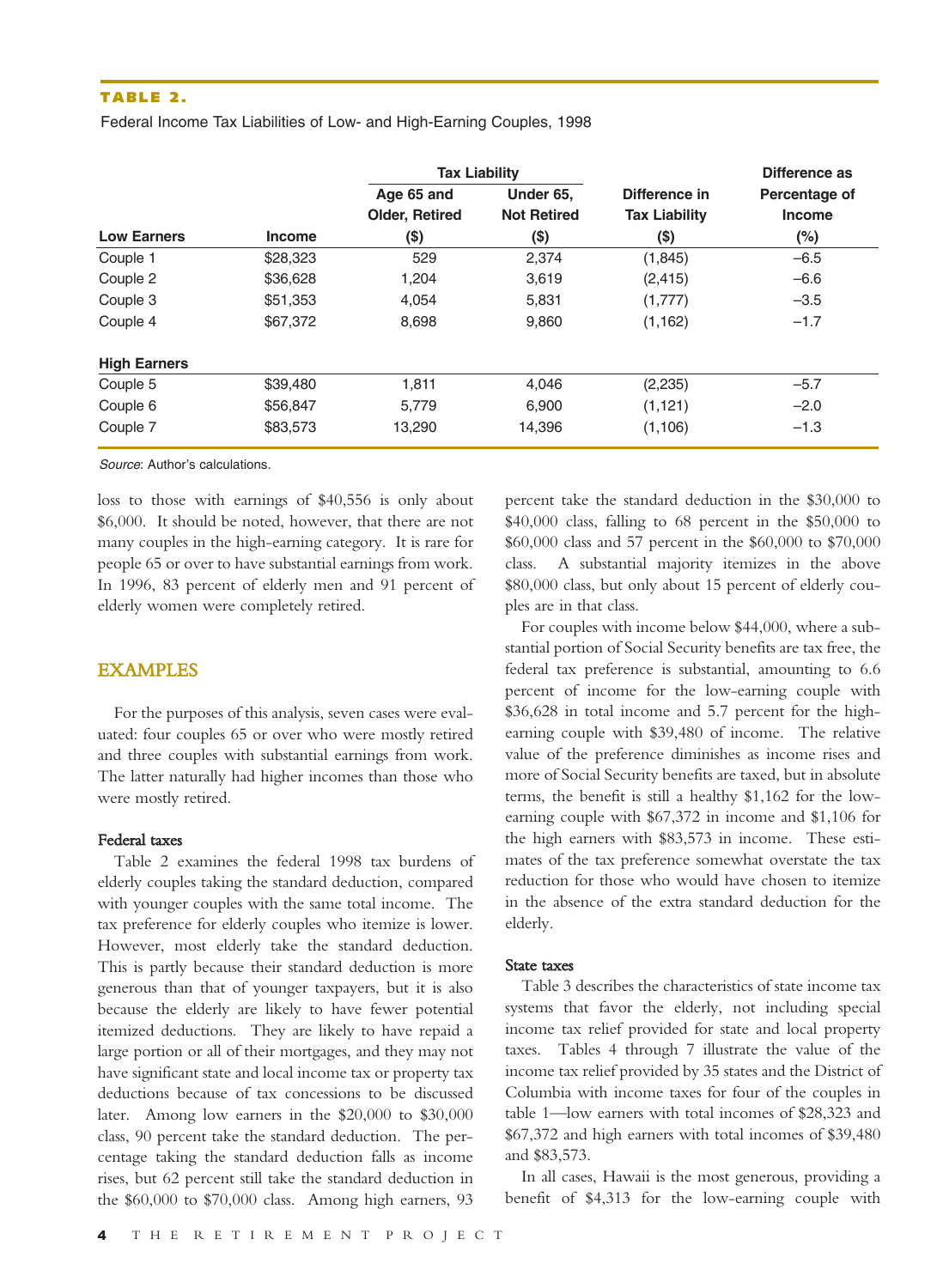**TABLE 2.**

Federal Income Tax Liabilities of Low- and High-Earning Couples, 1998

| | | Tax Liability | | | |
|---|---|---|---|---|---|
| **Low Earners** | **Income** | **Age 65 and Older, Retired ($)** | **Under 65, Not Retired ($)** | **Difference in Tax Liability ($)** | **Difference as Percentage of Income (%)** |
| Couple 1 | $28,323 | 529 | 2,374 | (1,845) | −6.5 |
| Couple 2 | $36,628 | 1,204 | 3,619 | (2,415) | −6.6 |
| Couple 3 | $51,353 | 4,054 | 5,831 | (1,777) | −3.5 |
| Couple 4 | $67,372 | 8,698 | 9,860 | (1,162) | −1.7 |
| **High Earners** | | | | | |
| Couple 5 | $39,480 | 1,811 | 4,046 | (2,235) | −5.7 |
| Couple 6 | $56,847 | 5,779 | 6,900 | (1,121) | −2.0 |
| Couple 7 | $83,573 | 13,290 | 14,396 | (1,106) | −1.3 |

*Source*: Author's calculations.

loss to those with earnings of $40,556 is only about $6,000. It should be noted, however, that there are not many couples in the high-earning category. It is rare for people 65 or over to have substantial earnings from work. In 1996, 83 percent of elderly men and 91 percent of elderly women were completely retired.

## EXAMPLES

For the purposes of this analysis, seven cases were evaluated: four couples 65 or over who were mostly retired and three couples with substantial earnings from work. The latter naturally had higher incomes than those who were mostly retired.

### Federal taxes

Table 2 examines the federal 1998 tax burdens of elderly couples taking the standard deduction, compared with younger couples with the same total income. The tax preference for elderly couples who itemize is lower. However, most elderly take the standard deduction. This is partly because their standard deduction is more generous than that of younger taxpayers, but it is also because the elderly are likely to have fewer potential itemized deductions. They are likely to have repaid a large portion or all of their mortgages, and they may not have significant state and local income tax or property tax deductions because of tax concessions to be discussed later. Among low earners in the $20,000 to $30,000 class, 90 percent take the standard deduction. The percentage taking the standard deduction falls as income rises, but 62 percent still take the standard deduction in the $60,000 to $70,000 class. Among high earners, 93 percent take the standard deduction in the $30,000 to $40,000 class, falling to 68 percent in the $50,000 to $60,000 class and 57 percent in the $60,000 to $70,000 class. A substantial majority itemizes in the above $80,000 class, but only about 15 percent of elderly couples are in that class.

For couples with income below $44,000, where a substantial portion of Social Security benefits are tax free, the federal tax preference is substantial, amounting to 6.6 percent of income for the low-earning couple with $36,628 in total income and 5.7 percent for the high-earning couple with $39,480 of income. The relative value of the preference diminishes as income rises and more of Social Security benefits are taxed, but in absolute terms, the benefit is still a healthy $1,162 for the low-earning couple with $67,372 in income and $1,106 for the high earners with $83,573 in income. These estimates of the tax preference somewhat overstate the tax reduction for those who would have chosen to itemize in the absence of the extra standard deduction for the elderly.

### State taxes

Table 3 describes the characteristics of state income tax systems that favor the elderly, not including special income tax relief provided for state and local property taxes. Tables 4 through 7 illustrate the value of the income tax relief provided by 35 states and the District of Columbia with income taxes for four of the couples in table 1—low earners with total incomes of $28,323 and $67,372 and high earners with total incomes of $39,480 and $83,573.

In all cases, Hawaii is the most generous, providing a benefit of $4,313 for the low-earning couple with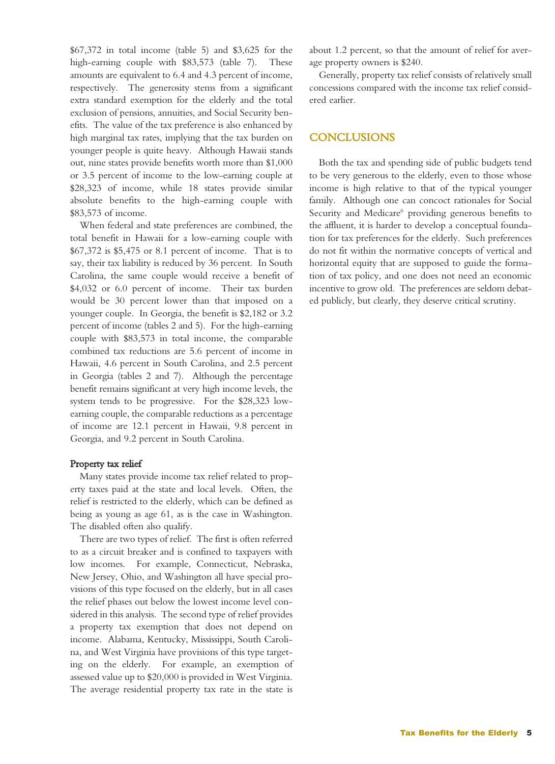$67,372 in total income (table 5) and $3,625 for the high-earning couple with $83,573 (table 7). These amounts are equivalent to 6.4 and 4.3 percent of income, respectively. The generosity stems from a significant extra standard exemption for the elderly and the total exclusion of pensions, annuities, and Social Security benefits. The value of the tax preference is also enhanced by high marginal tax rates, implying that the tax burden on younger people is quite heavy. Although Hawaii stands out, nine states provide benefits worth more than $1,000 or 3.5 percent of income to the low-earning couple at $28,323 of income, while 18 states provide similar absolute benefits to the high-earning couple with $83,573 of income.

When federal and state preferences are combined, the total benefit in Hawaii for a low-earning couple with $67,372 is $5,475 or 8.1 percent of income. That is to say, their tax liability is reduced by 36 percent. In South Carolina, the same couple would receive a benefit of $4,032 or 6.0 percent of income. Their tax burden would be 30 percent lower than that imposed on a younger couple. In Georgia, the benefit is $2,182 or 3.2 percent of income (tables 2 and 5). For the high-earning couple with $83,573 in total income, the comparable combined tax reductions are 5.6 percent of income in Hawaii, 4.6 percent in South Carolina, and 2.5 percent in Georgia (tables 2 and 7). Although the percentage benefit remains significant at very high income levels, the system tends to be progressive. For the $28,323 low-earning couple, the comparable reductions as a percentage of income are 12.1 percent in Hawaii, 9.8 percent in Georgia, and 9.2 percent in South Carolina.

### Property tax relief

Many states provide income tax relief related to property taxes paid at the state and local levels. Often, the relief is restricted to the elderly, which can be defined as being as young as age 61, as is the case in Washington. The disabled often also qualify.

There are two types of relief. The first is often referred to as a circuit breaker and is confined to taxpayers with low incomes. For example, Connecticut, Nebraska, New Jersey, Ohio, and Washington all have special provisions of this type focused on the elderly, but in all cases the relief phases out below the lowest income level considered in this analysis. The second type of relief provides a property tax exemption that does not depend on income. Alabama, Kentucky, Mississippi, South Carolina, and West Virginia have provisions of this type targeting on the elderly. For example, an exemption of assessed value up to $20,000 is provided in West Virginia. The average residential property tax rate in the state is about 1.2 percent, so that the amount of relief for average property owners is $240.

Generally, property tax relief consists of relatively small concessions compared with the income tax relief considered earlier.

## CONCLUSIONS

Both the tax and spending side of public budgets tend to be very generous to the elderly, even to those whose income is high relative to that of the typical younger family. Although one can concoct rationales for Social Security and Medicare[6] providing generous benefits to the affluent, it is harder to develop a conceptual foundation for tax preferences for the elderly. Such preferences do not fit within the normative concepts of vertical and horizontal equity that are supposed to guide the formation of tax policy, and one does not need an economic incentive to grow old. The preferences are seldom debated publicly, but clearly, they deserve critical scrutiny.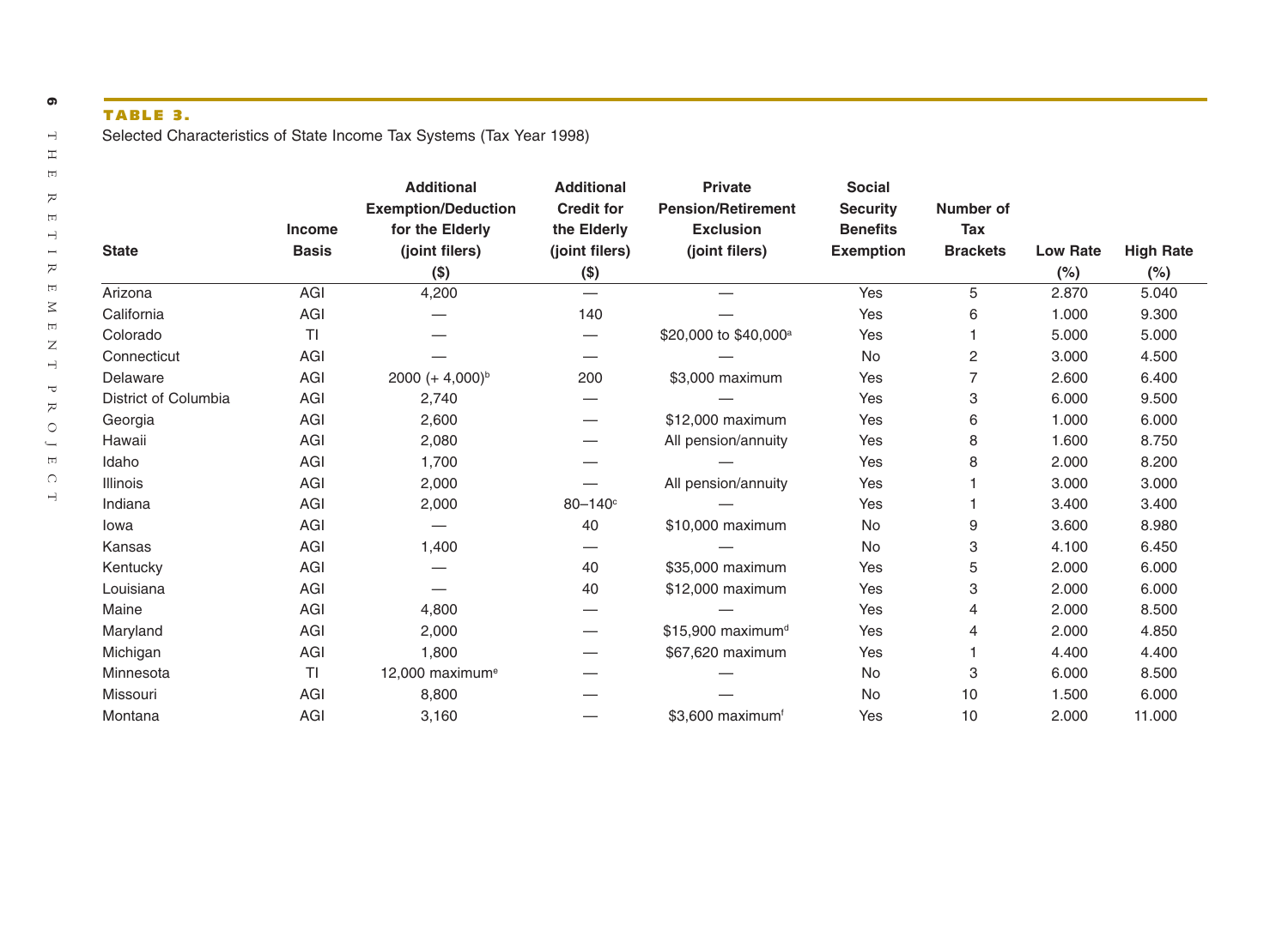**TABLE 3.**

Selected Characteristics of State Income Tax Systems (Tax Year 1998)

| State | Income Basis | Additional Exemption/Deduction for the Elderly (joint filers) ($) | Additional Credit for the Elderly (joint filers) ($) | Private Pension/Retirement Exclusion (joint filers) | Social Security Benefits Exemption | Number of Tax Brackets | Low Rate (%) | High Rate (%) |
|---|---|---|---|---|---|---|---|---|
| Arizona | AGI | 4,200 | — | — | Yes | 5 | 2.870 | 5.040 |
| California | AGI | — | 140 | — | Yes | 6 | 1.000 | 9.300 |
| Colorado | TI | — | — | \$20,000 to \$40,000[a] | Yes | 1 | 5.000 | 5.000 |
| Connecticut | AGI | — | — | — | No | 2 | 3.000 | 4.500 |
| Delaware | AGI | 2000 (+ 4,000)[b] | 200 | \$3,000 maximum | Yes | 7 | 2.600 | 6.400 |
| District of Columbia | AGI | 2,740 | — | — | Yes | 3 | 6.000 | 9.500 |
| Georgia | AGI | 2,600 | — | \$12,000 maximum | Yes | 6 | 1.000 | 6.000 |
| Hawaii | AGI | 2,080 | — | All pension/annuity | Yes | 8 | 1.600 | 8.750 |
| Idaho | AGI | 1,700 | — | — | Yes | 8 | 2.000 | 8.200 |
| Illinois | AGI | 2,000 | — | All pension/annuity | Yes | 1 | 3.000 | 3.000 |
| Indiana | AGI | 2,000 | 80–140[c] | — | Yes | 1 | 3.400 | 3.400 |
| Iowa | AGI | — | 40 | \$10,000 maximum | No | 9 | 3.600 | 8.980 |
| Kansas | AGI | 1,400 | — | — | No | 3 | 4.100 | 6.450 |
| Kentucky | AGI | — | 40 | \$35,000 maximum | Yes | 5 | 2.000 | 6.000 |
| Louisiana | AGI | — | 40 | \$12,000 maximum | Yes | 3 | 2.000 | 6.000 |
| Maine | AGI | 4,800 | — | — | Yes | 4 | 2.000 | 8.500 |
| Maryland | AGI | 2,000 | — | \$15,900 maximum[d] | Yes | 4 | 2.000 | 4.850 |
| Michigan | AGI | 1,800 | — | \$67,620 maximum | Yes | 1 | 4.400 | 4.400 |
| Minnesota | TI | 12,000 maximum[e] | — | — | No | 3 | 6.000 | 8.500 |
| Missouri | AGI | 8,800 | — | — | No | 10 | 1.500 | 6.000 |
| Montana | AGI | 3,160 | — | \$3,600 maximum[f] | Yes | 10 | 2.000 | 11.000 |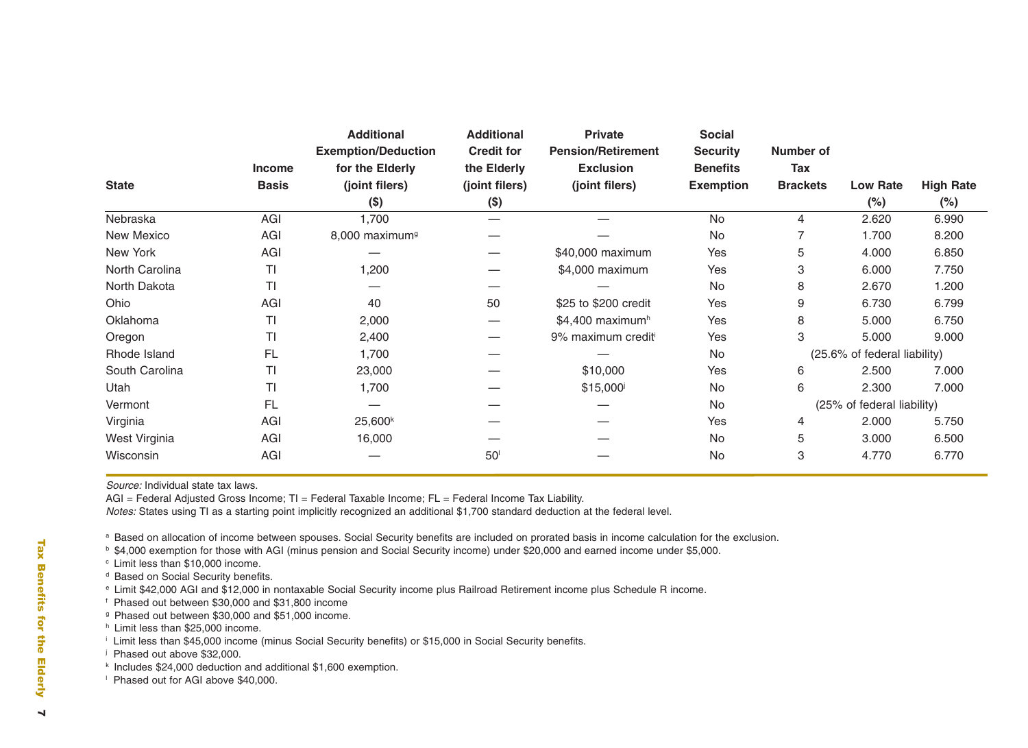| State | Income Basis | Additional Exemption/Deduction for the Elderly (joint filers) ($) | Additional Credit for the Elderly (joint filers) ($) | Private Pension/Retirement Exclusion (joint filers) | Social Security Benefits Exemption | Number of Tax Brackets | Low Rate (%) | High Rate (%) |
|---|---|---|---|---|---|---|---|---|
| Nebraska | AGI | 1,700 | — | — | No | 4 | 2.620 | 6.990 |
| New Mexico | AGI | 8,000 maximum[g] | — | — | No | 7 | 1.700 | 8.200 |
| New York | AGI | — | — | $40,000 maximum | Yes | 5 | 4.000 | 6.850 |
| North Carolina | TI | 1,200 | — | $4,000 maximum | Yes | 3 | 6.000 | 7.750 |
| North Dakota | TI | — | — | — | No | 8 | 2.670 | 1.200 |
| Ohio | AGI | 40 | 50 | $25 to $200 credit | Yes | 9 | 6.730 | 6.799 |
| Oklahoma | TI | 2,000 | — | $4,400 maximum[h] | Yes | 8 | 5.000 | 6.750 |
| Oregon | TI | 2,400 | — | 9% maximum credit[i] | Yes | 3 | 5.000 | 9.000 |
| Rhode Island | FL | 1,700 | — | — | No | (25.6% of federal liability) | | |
| South Carolina | TI | 23,000 | — | $10,000 | Yes | 6 | 2.500 | 7.000 |
| Utah | TI | 1,700 | — | $15,000[j] | No | 6 | 2.300 | 7.000 |
| Vermont | FL | — | — | — | No | (25% of federal liability) | | |
| Virginia | AGI | 25,600[k] | — | — | Yes | 4 | 2.000 | 5.750 |
| West Virginia | AGI | 16,000 | — | — | No | 5 | 3.000 | 6.500 |
| Wisconsin | AGI | — | 50[l] | — | No | 3 | 4.770 | 6.770 |

*Source:* Individual state tax laws.

AGI = Federal Adjusted Gross Income; TI = Federal Taxable Income; FL = Federal Income Tax Liability.

*Notes:* States using TI as a starting point implicitly recognized an additional $1,700 standard deduction at the federal level.

[a] Based on allocation of income between spouses. Social Security benefits are included on prorated basis in income calculation for the exclusion.

[b] $4,000 exemption for those with AGI (minus pension and Social Security income) under $20,000 and earned income under $5,000.

[c] Limit less than $10,000 income.

[d] Based on Social Security benefits.

[e] Limit $42,000 AGI and $12,000 in nontaxable Social Security income plus Railroad Retirement income plus Schedule R income.

[f] Phased out between $30,000 and $31,800 income

[g] Phased out between $30,000 and $51,000 income.

[h] Limit less than $25,000 income.

[i] Limit less than $45,000 income (minus Social Security benefits) or $15,000 in Social Security benefits.

[j] Phased out above $32,000.

[k] Includes $24,000 deduction and additional $1,600 exemption.

[l] Phased out for AGI above $40,000.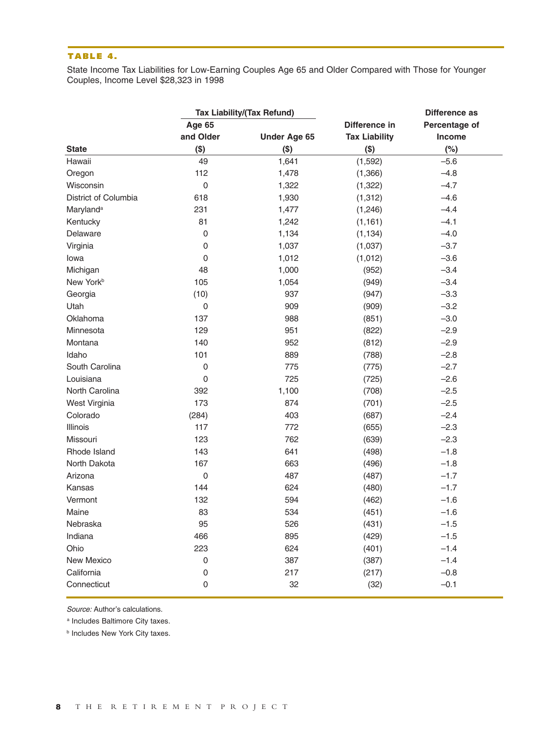**TABLE 4.**

State Income Tax Liabilities for Low-Earning Couples Age 65 and Older Compared with Those for Younger Couples, Income Level $28,323 in 1998

| | Tax Liability/(Tax Refund) | | | |
|---|---|---|---|---|
| State | Age 65 and Older ($) | Under Age 65 ($) | Difference in Tax Liability ($) | Difference as Percentage of Income (%) |
| Hawaii | 49 | 1,641 | (1,592) | –5.6 |
| Oregon | 112 | 1,478 | (1,366) | –4.8 |
| Wisconsin | 0 | 1,322 | (1,322) | –4.7 |
| District of Columbia | 618 | 1,930 | (1,312) | –4.6 |
| Maryland[a] | 231 | 1,477 | (1,246) | –4.4 |
| Kentucky | 81 | 1,242 | (1,161) | –4.1 |
| Delaware | 0 | 1,134 | (1,134) | –4.0 |
| Virginia | 0 | 1,037 | (1,037) | –3.7 |
| Iowa | 0 | 1,012 | (1,012) | –3.6 |
| Michigan | 48 | 1,000 | (952) | –3.4 |
| New York[b] | 105 | 1,054 | (949) | –3.4 |
| Georgia | (10) | 937 | (947) | –3.3 |
| Utah | 0 | 909 | (909) | –3.2 |
| Oklahoma | 137 | 988 | (851) | –3.0 |
| Minnesota | 129 | 951 | (822) | –2.9 |
| Montana | 140 | 952 | (812) | –2.9 |
| Idaho | 101 | 889 | (788) | –2.8 |
| South Carolina | 0 | 775 | (775) | –2.7 |
| Louisiana | 0 | 725 | (725) | –2.6 |
| North Carolina | 392 | 1,100 | (708) | –2.5 |
| West Virginia | 173 | 874 | (701) | –2.5 |
| Colorado | (284) | 403 | (687) | –2.4 |
| Illinois | 117 | 772 | (655) | –2.3 |
| Missouri | 123 | 762 | (639) | –2.3 |
| Rhode Island | 143 | 641 | (498) | –1.8 |
| North Dakota | 167 | 663 | (496) | –1.8 |
| Arizona | 0 | 487 | (487) | –1.7 |
| Kansas | 144 | 624 | (480) | –1.7 |
| Vermont | 132 | 594 | (462) | –1.6 |
| Maine | 83 | 534 | (451) | –1.6 |
| Nebraska | 95 | 526 | (431) | –1.5 |
| Indiana | 466 | 895 | (429) | –1.5 |
| Ohio | 223 | 624 | (401) | –1.4 |
| New Mexico | 0 | 387 | (387) | –1.4 |
| California | 0 | 217 | (217) | –0.8 |
| Connecticut | 0 | 32 | (32) | –0.1 |

*Source:* Author's calculations.

[a] Includes Baltimore City taxes.

[b] Includes New York City taxes.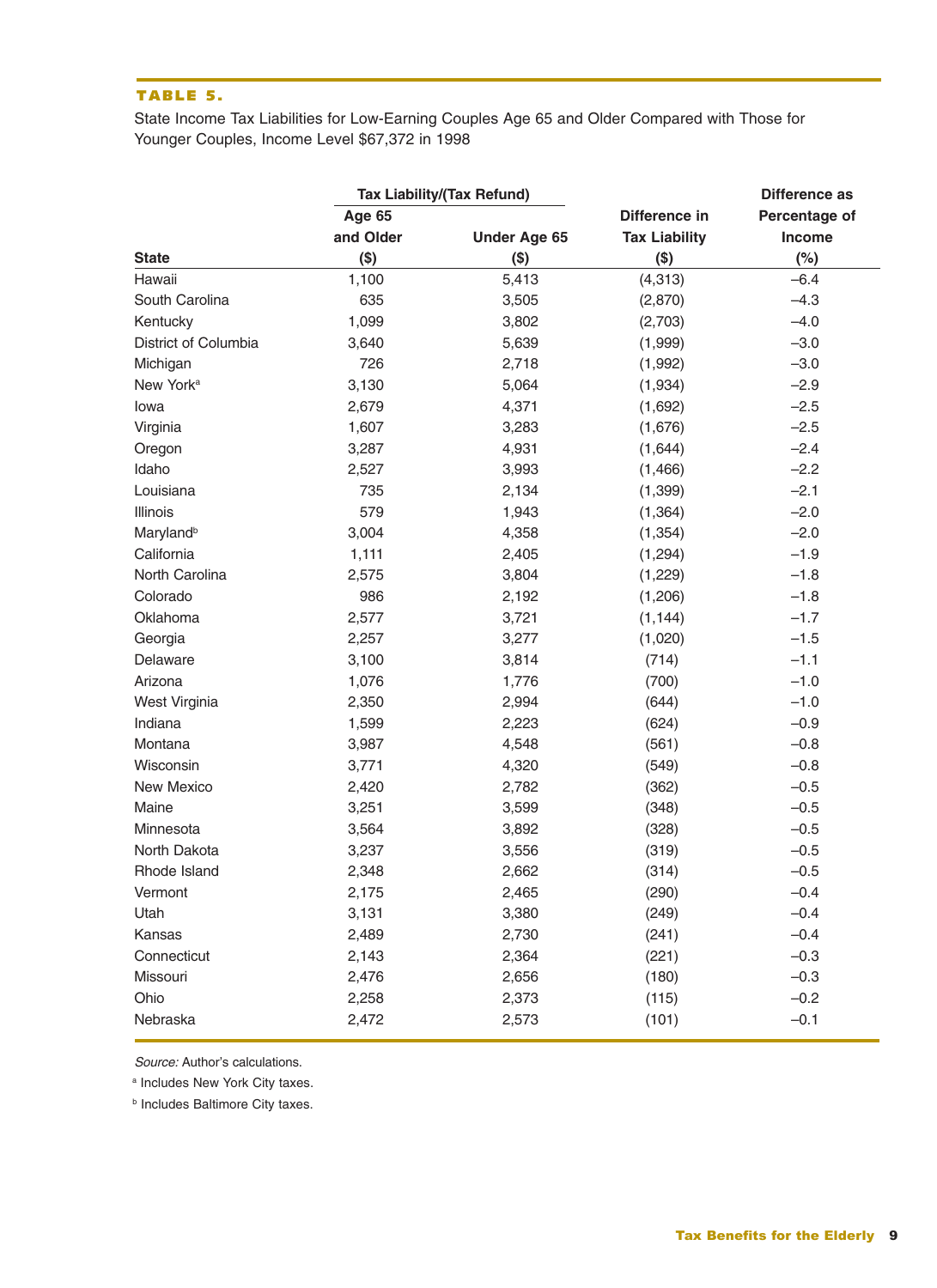**TABLE 5.**

State Income Tax Liabilities for Low-Earning Couples Age 65 and Older Compared with Those for Younger Couples, Income Level $67,372 in 1998

| State | Tax Liability/(Tax Refund) | | Difference in Tax Liability ($) | Difference as Percentage of Income (%) |
|---|---|---|---|---|
| | Age 65 and Older ($) | Under Age 65 ($) | | |
| Hawaii | 1,100 | 5,413 | (4,313) | –6.4 |
| South Carolina | 635 | 3,505 | (2,870) | –4.3 |
| Kentucky | 1,099 | 3,802 | (2,703) | –4.0 |
| District of Columbia | 3,640 | 5,639 | (1,999) | –3.0 |
| Michigan | 726 | 2,718 | (1,992) | –3.0 |
| New York[a] | 3,130 | 5,064 | (1,934) | –2.9 |
| Iowa | 2,679 | 4,371 | (1,692) | –2.5 |
| Virginia | 1,607 | 3,283 | (1,676) | –2.5 |
| Oregon | 3,287 | 4,931 | (1,644) | –2.4 |
| Idaho | 2,527 | 3,993 | (1,466) | –2.2 |
| Louisiana | 735 | 2,134 | (1,399) | –2.1 |
| Illinois | 579 | 1,943 | (1,364) | –2.0 |
| Maryland[b] | 3,004 | 4,358 | (1,354) | –2.0 |
| California | 1,111 | 2,405 | (1,294) | –1.9 |
| North Carolina | 2,575 | 3,804 | (1,229) | –1.8 |
| Colorado | 986 | 2,192 | (1,206) | –1.8 |
| Oklahoma | 2,577 | 3,721 | (1,144) | –1.7 |
| Georgia | 2,257 | 3,277 | (1,020) | –1.5 |
| Delaware | 3,100 | 3,814 | (714) | –1.1 |
| Arizona | 1,076 | 1,776 | (700) | –1.0 |
| West Virginia | 2,350 | 2,994 | (644) | –1.0 |
| Indiana | 1,599 | 2,223 | (624) | –0.9 |
| Montana | 3,987 | 4,548 | (561) | –0.8 |
| Wisconsin | 3,771 | 4,320 | (549) | –0.8 |
| New Mexico | 2,420 | 2,782 | (362) | –0.5 |
| Maine | 3,251 | 3,599 | (348) | –0.5 |
| Minnesota | 3,564 | 3,892 | (328) | –0.5 |
| North Dakota | 3,237 | 3,556 | (319) | –0.5 |
| Rhode Island | 2,348 | 2,662 | (314) | –0.5 |
| Vermont | 2,175 | 2,465 | (290) | –0.4 |
| Utah | 3,131 | 3,380 | (249) | –0.4 |
| Kansas | 2,489 | 2,730 | (241) | –0.4 |
| Connecticut | 2,143 | 2,364 | (221) | –0.3 |
| Missouri | 2,476 | 2,656 | (180) | –0.3 |
| Ohio | 2,258 | 2,373 | (115) | –0.2 |
| Nebraska | 2,472 | 2,573 | (101) | –0.1 |

*Source:* Author's calculations.

[a] Includes New York City taxes.

[b] Includes Baltimore City taxes.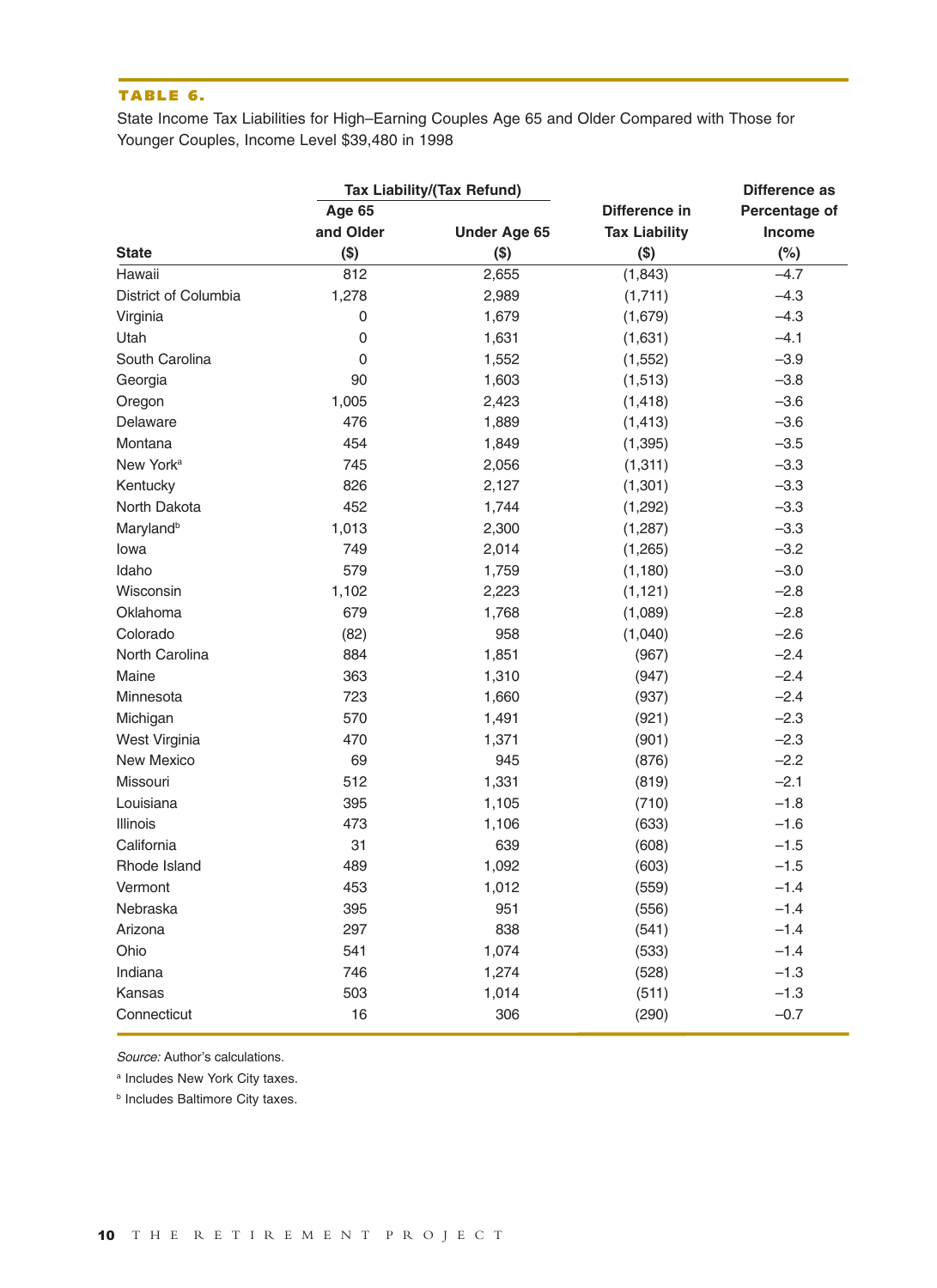**TABLE 6.**

State Income Tax Liabilities for High–Earning Couples Age 65 and Older Compared with Those for Younger Couples, Income Level $39,480 in 1998

| State | Tax Liability/(Tax Refund) | | Difference in Tax Liability ($) | Difference as Percentage of Income (%) |
|---|---|---|---|---|
| | Age 65 and Older ($) | Under Age 65 ($) | | |
| Hawaii | 812 | 2,655 | (1,843) | –4.7 |
| District of Columbia | 1,278 | 2,989 | (1,711) | –4.3 |
| Virginia | 0 | 1,679 | (1,679) | –4.3 |
| Utah | 0 | 1,631 | (1,631) | –4.1 |
| South Carolina | 0 | 1,552 | (1,552) | –3.9 |
| Georgia | 90 | 1,603 | (1,513) | –3.8 |
| Oregon | 1,005 | 2,423 | (1,418) | –3.6 |
| Delaware | 476 | 1,889 | (1,413) | –3.6 |
| Montana | 454 | 1,849 | (1,395) | –3.5 |
| New York[a] | 745 | 2,056 | (1,311) | –3.3 |
| Kentucky | 826 | 2,127 | (1,301) | –3.3 |
| North Dakota | 452 | 1,744 | (1,292) | –3.3 |
| Maryland[b] | 1,013 | 2,300 | (1,287) | –3.3 |
| Iowa | 749 | 2,014 | (1,265) | –3.2 |
| Idaho | 579 | 1,759 | (1,180) | –3.0 |
| Wisconsin | 1,102 | 2,223 | (1,121) | –2.8 |
| Oklahoma | 679 | 1,768 | (1,089) | –2.8 |
| Colorado | (82) | 958 | (1,040) | –2.6 |
| North Carolina | 884 | 1,851 | (967) | –2.4 |
| Maine | 363 | 1,310 | (947) | –2.4 |
| Minnesota | 723 | 1,660 | (937) | –2.4 |
| Michigan | 570 | 1,491 | (921) | –2.3 |
| West Virginia | 470 | 1,371 | (901) | –2.3 |
| New Mexico | 69 | 945 | (876) | –2.2 |
| Missouri | 512 | 1,331 | (819) | –2.1 |
| Louisiana | 395 | 1,105 | (710) | –1.8 |
| Illinois | 473 | 1,106 | (633) | –1.6 |
| California | 31 | 639 | (608) | –1.5 |
| Rhode Island | 489 | 1,092 | (603) | –1.5 |
| Vermont | 453 | 1,012 | (559) | –1.4 |
| Nebraska | 395 | 951 | (556) | –1.4 |
| Arizona | 297 | 838 | (541) | –1.4 |
| Ohio | 541 | 1,074 | (533) | –1.4 |
| Indiana | 746 | 1,274 | (528) | –1.3 |
| Kansas | 503 | 1,014 | (511) | –1.3 |
| Connecticut | 16 | 306 | (290) | –0.7 |

*Source:* Author's calculations.

[a] Includes New York City taxes.

[b] Includes Baltimore City taxes.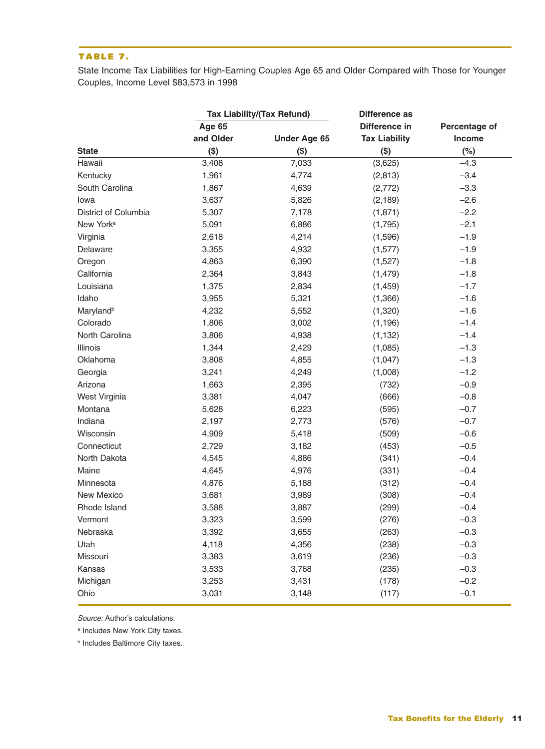**TABLE 7.**

State Income Tax Liabilities for High-Earning Couples Age 65 and Older Compared with Those for Younger Couples, Income Level $83,573 in 1998

| | Tax Liability/(Tax Refund) | | | |
|---|---|---|---|---|
| State | Age 65 and Older ($) | Under Age 65 ($) | Difference in Tax Liability ($) | Difference as Percentage of Income (%) |
| Hawaii | 3,408 | 7,033 | (3,625) | –4.3 |
| Kentucky | 1,961 | 4,774 | (2,813) | –3.4 |
| South Carolina | 1,867 | 4,639 | (2,772) | –3.3 |
| Iowa | 3,637 | 5,826 | (2,189) | –2.6 |
| District of Columbia | 5,307 | 7,178 | (1,871) | –2.2 |
| New York[a] | 5,091 | 6,886 | (1,795) | –2.1 |
| Virginia | 2,618 | 4,214 | (1,596) | –1.9 |
| Delaware | 3,355 | 4,932 | (1,577) | –1.9 |
| Oregon | 4,863 | 6,390 | (1,527) | –1.8 |
| California | 2,364 | 3,843 | (1,479) | –1.8 |
| Louisiana | 1,375 | 2,834 | (1,459) | –1.7 |
| Idaho | 3,955 | 5,321 | (1,366) | –1.6 |
| Maryland[b] | 4,232 | 5,552 | (1,320) | –1.6 |
| Colorado | 1,806 | 3,002 | (1,196) | –1.4 |
| North Carolina | 3,806 | 4,938 | (1,132) | –1.4 |
| Illinois | 1,344 | 2,429 | (1,085) | –1.3 |
| Oklahoma | 3,808 | 4,855 | (1,047) | –1.3 |
| Georgia | 3,241 | 4,249 | (1,008) | –1.2 |
| Arizona | 1,663 | 2,395 | (732) | –0.9 |
| West Virginia | 3,381 | 4,047 | (666) | –0.8 |
| Montana | 5,628 | 6,223 | (595) | –0.7 |
| Indiana | 2,197 | 2,773 | (576) | –0.7 |
| Wisconsin | 4,909 | 5,418 | (509) | –0.6 |
| Connecticut | 2,729 | 3,182 | (453) | –0.5 |
| North Dakota | 4,545 | 4,886 | (341) | –0.4 |
| Maine | 4,645 | 4,976 | (331) | –0.4 |
| Minnesota | 4,876 | 5,188 | (312) | –0.4 |
| New Mexico | 3,681 | 3,989 | (308) | –0.4 |
| Rhode Island | 3,588 | 3,887 | (299) | –0.4 |
| Vermont | 3,323 | 3,599 | (276) | –0.3 |
| Nebraska | 3,392 | 3,655 | (263) | –0.3 |
| Utah | 4,118 | 4,356 | (238) | –0.3 |
| Missouri | 3,383 | 3,619 | (236) | –0.3 |
| Kansas | 3,533 | 3,768 | (235) | –0.3 |
| Michigan | 3,253 | 3,431 | (178) | –0.2 |
| Ohio | 3,031 | 3,148 | (117) | –0.1 |

*Source:* Author's calculations.

[a] Includes New York City taxes.

[b] Includes Baltimore City taxes.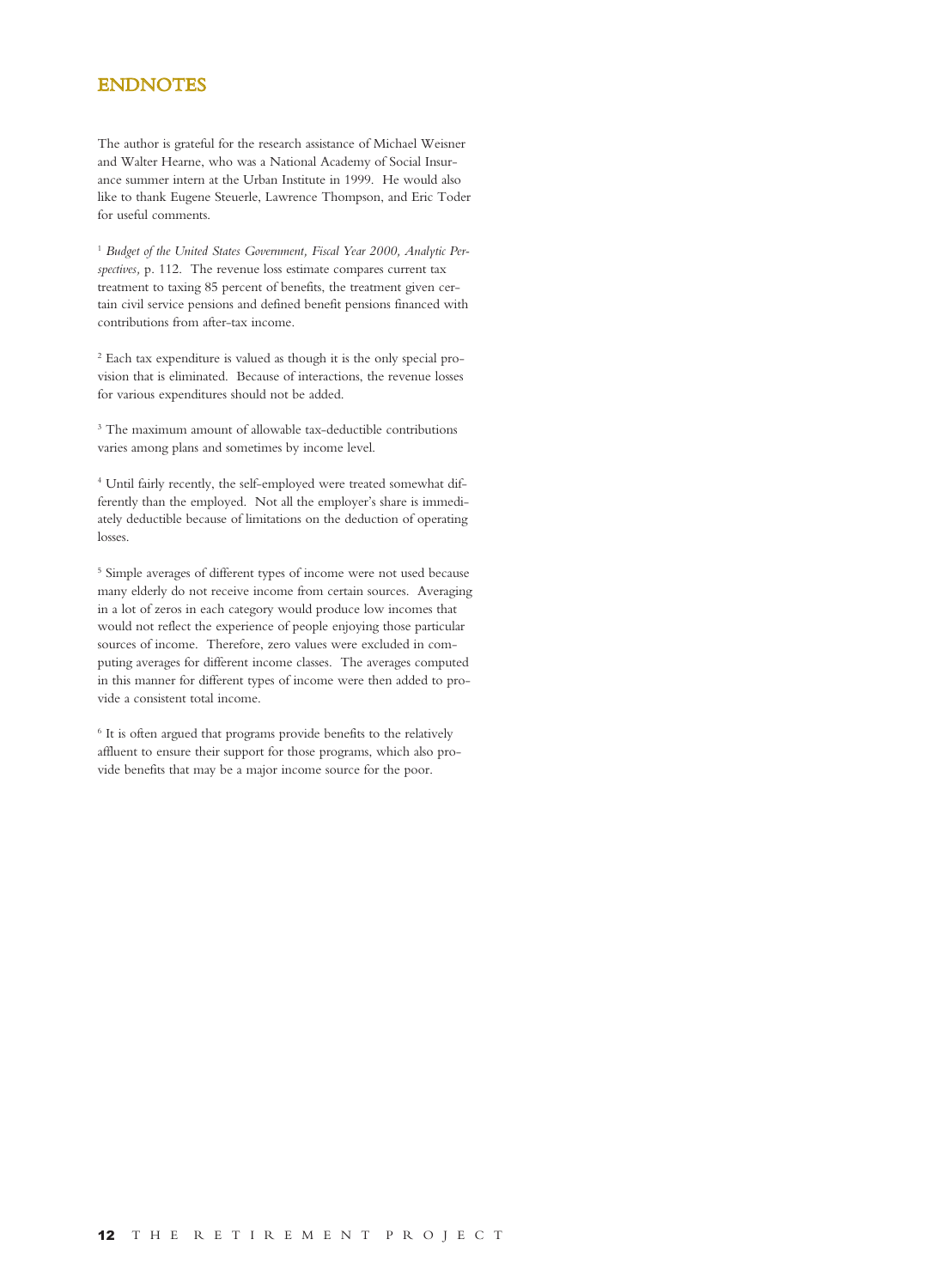## ENDNOTES

The author is grateful for the research assistance of Michael Weisner and Walter Hearne, who was a National Academy of Social Insurance summer intern at the Urban Institute in 1999. He would also like to thank Eugene Steuerle, Lawrence Thompson, and Eric Toder for useful comments.

[1] *Budget of the United States Government, Fiscal Year 2000, Analytic Perspectives,* p. 112. The revenue loss estimate compares current tax treatment to taxing 85 percent of benefits, the treatment given certain civil service pensions and defined benefit pensions financed with contributions from after-tax income.

[2] Each tax expenditure is valued as though it is the only special provision that is eliminated. Because of interactions, the revenue losses for various expenditures should not be added.

[3] The maximum amount of allowable tax-deductible contributions varies among plans and sometimes by income level.

[4] Until fairly recently, the self-employed were treated somewhat differently than the employed. Not all the employer's share is immediately deductible because of limitations on the deduction of operating losses.

[5] Simple averages of different types of income were not used because many elderly do not receive income from certain sources. Averaging in a lot of zeros in each category would produce low incomes that would not reflect the experience of people enjoying those particular sources of income. Therefore, zero values were excluded in computing averages for different income classes. The averages computed in this manner for different types of income were then added to provide a consistent total income.

[6] It is often argued that programs provide benefits to the relatively affluent to ensure their support for those programs, which also provide benefits that may be a major income source for the poor.